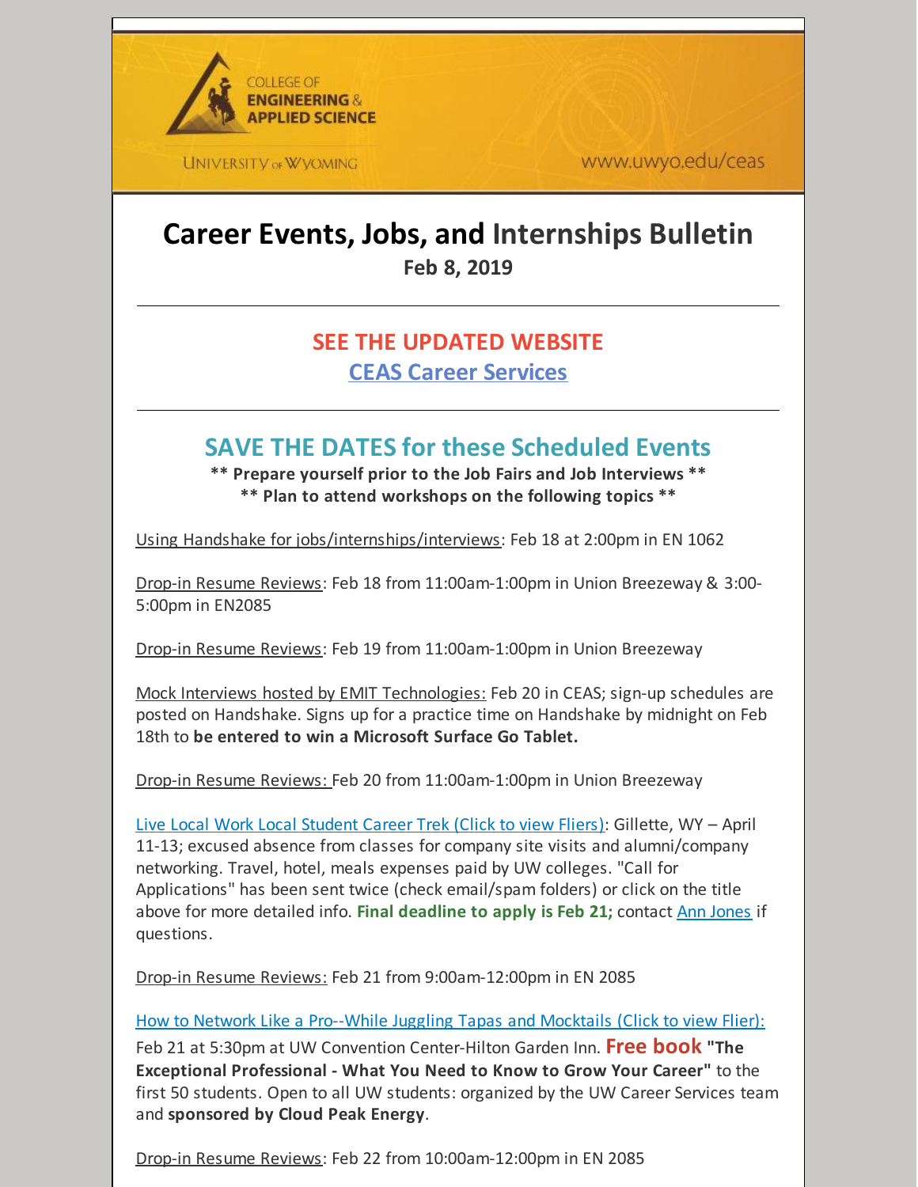COLLEGE OF **ENGINEERING & APPLIED SCIENCE**

UNIVERSITY of WYOMING

www.uwyo.edu/ceas

# Career Events, Jobs, and Internships Bulletin

**Feb 8, 2019**

---

## SEE THE UPDATED WEBSITE

## CEAS Career Services

---

## SAVE THE DATES for these Scheduled Events

**** Prepare yourself prior to the Job Fairs and Job Interviews ****

**** Plan to attend workshops on the following topics ****

Using Handshake for jobs/internships/interviews: Feb 18 at 2:00pm in EN 1062

Drop-in Resume Reviews: Feb 18 from 11:00am-1:00pm in Union Breezeway & 3:00-5:00pm in EN2085

Drop-in Resume Reviews: Feb 19 from 11:00am-1:00pm in Union Breezeway

Mock Interviews hosted by EMIT Technologies: Feb 20 in CEAS; sign-up schedules are posted on Handshake. Signs up for a practice time on Handshake by midnight on Feb 18th to **be entered to win a Microsoft Surface Go Tablet.**

Drop-in Resume Reviews: Feb 20 from 11:00am-1:00pm in Union Breezeway

Live Local Work Local Student Career Trek (Click to view Fliers): Gillette, WY – April 11-13; excused absence from classes for company site visits and alumni/company networking. Travel, hotel, meals expenses paid by UW colleges. "Call for Applications" has been sent twice (check email/spam folders) or click on the title above for more detailed info. **Final deadline to apply is Feb 21;** contact Ann Jones if questions.

Drop-in Resume Reviews: Feb 21 from 9:00am-12:00pm in EN 2085

How to Network Like a Pro--While Juggling Tapas and Mocktails (Click to view Flier): Feb 21 at 5:30pm at UW Convention Center-Hilton Garden Inn. **Free book "The Exceptional Professional - What You Need to Know to Grow Your Career"** to the first 50 students. Open to all UW students: organized by the UW Career Services team and **sponsored by Cloud Peak Energy**.

Drop-in Resume Reviews: Feb 22 from 10:00am-12:00pm in EN 2085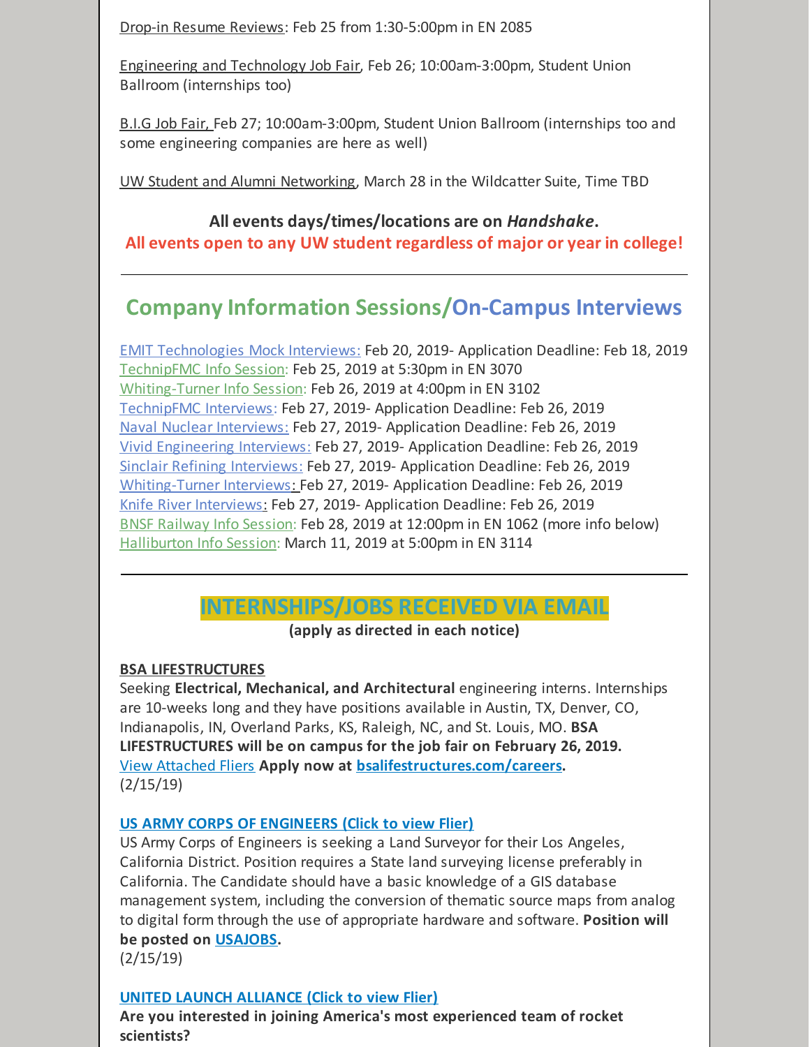Drop-in Resume Reviews: Feb 25 from 1:30-5:00pm in EN 2085

Engineering and Technology Job Fair, Feb 26; 10:00am-3:00pm, Student Union Ballroom (internships too)

B.I.G Job Fair, Feb 27; 10:00am-3:00pm, Student Union Ballroom (internships too and some engineering companies are here as well)

UW Student and Alumni Networking, March 28 in the Wildcatter Suite, Time TBD

**All events days/times/locations are on *Handshake*.**

**All events open to any UW student regardless of major or year in college!**

---

## Company Information Sessions/On-Campus Interviews

EMIT Technologies Mock Interviews: Feb 20, 2019- Application Deadline: Feb 18, 2019
TechnipFMC Info Session: Feb 25, 2019 at 5:30pm in EN 3070
Whiting-Turner Info Session: Feb 26, 2019 at 4:00pm in EN 3102
TechnipFMC Interviews: Feb 27, 2019- Application Deadline: Feb 26, 2019
Naval Nuclear Interviews: Feb 27, 2019- Application Deadline: Feb 26, 2019
Vivid Engineering Interviews: Feb 27, 2019- Application Deadline: Feb 26, 2019
Sinclair Refining Interviews: Feb 27, 2019- Application Deadline: Feb 26, 2019
Whiting-Turner Interviews: Feb 27, 2019- Application Deadline: Feb 26, 2019
Knife River Interviews: Feb 27, 2019- Application Deadline: Feb 26, 2019
BNSF Railway Info Session: Feb 28, 2019 at 12:00pm in EN 1062 (more info below)
Halliburton Info Session: March 11, 2019 at 5:00pm in EN 3114

---

## INTERNSHIPS/JOBS RECEIVED VIA EMAIL

**(apply as directed in each notice)**

**BSA LIFESTRUCTURES**
Seeking **Electrical, Mechanical, and Architectural** engineering interns. Internships are 10-weeks long and they have positions available in Austin, TX, Denver, CO, Indianapolis, IN, Overland Parks, KS, Raleigh, NC, and St. Louis, MO. **BSA LIFESTRUCTURES will be on campus for the job fair on February 26, 2019.** View Attached Fliers **Apply now at bsalifestructures.com/careers.**
(2/15/19)

**US ARMY CORPS OF ENGINEERS (Click to view Flier)**
US Army Corps of Engineers is seeking a Land Surveyor for their Los Angeles, California District. Position requires a State land surveying license preferably in California. The Candidate should have a basic knowledge of a GIS database management system, including the conversion of thematic source maps from analog to digital form through the use of appropriate hardware and software. **Position will be posted on USAJOBS.**
(2/15/19)

**UNITED LAUNCH ALLIANCE (Click to view Flier)**
**Are you interested in joining America's most experienced team of rocket scientists?**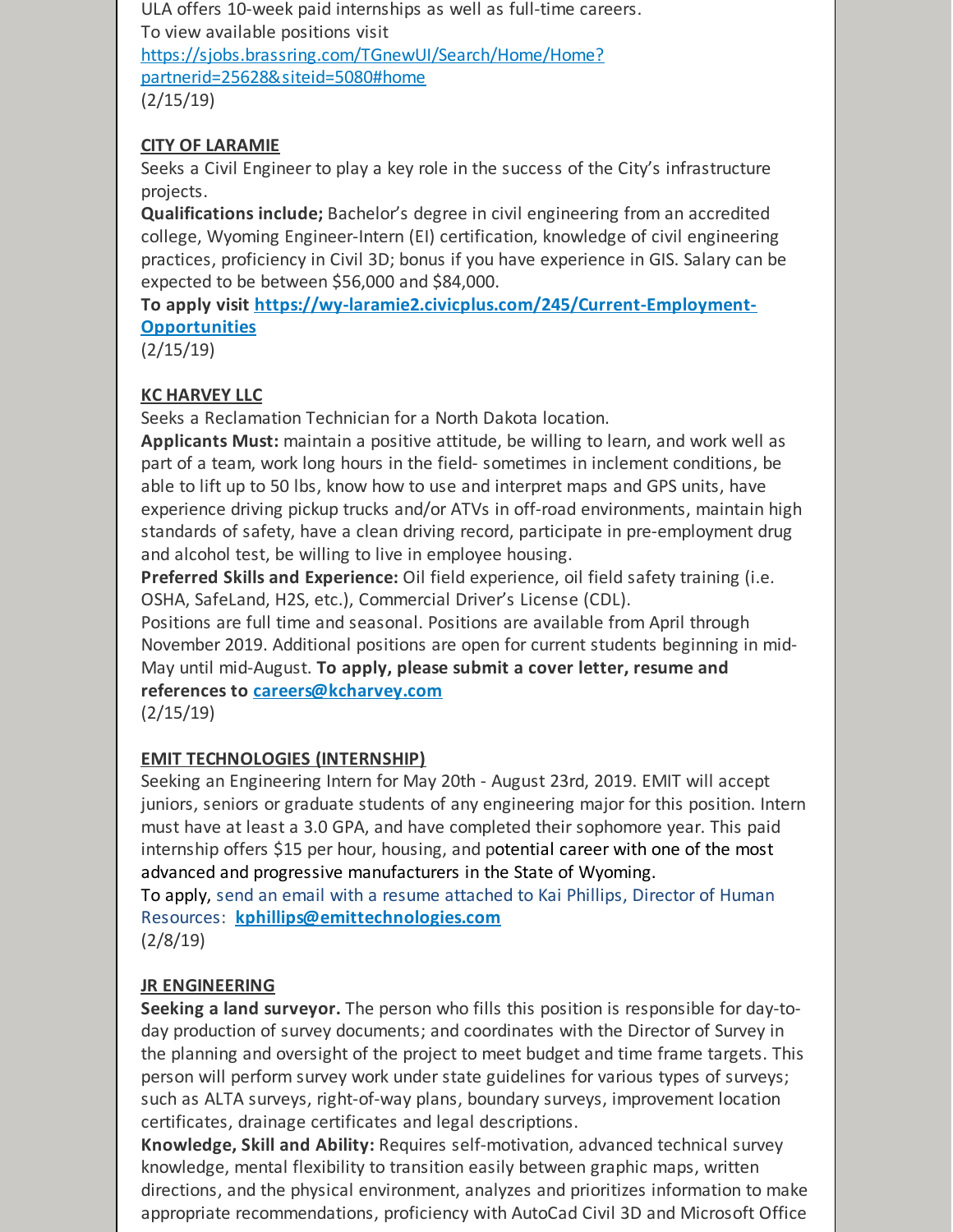ULA offers 10-week paid internships as well as full-time careers.
To view available positions visit
https://sjobs.brassring.com/TGnewUI/Search/Home/Home?partnerid=25628&siteid=5080#home
(2/15/19)

**CITY OF LARAMIE**

Seeks a Civil Engineer to play a key role in the success of the City's infrastructure projects.

**Qualifications include;** Bachelor's degree in civil engineering from an accredited college, Wyoming Engineer-Intern (EI) certification, knowledge of civil engineering practices, proficiency in Civil 3D; bonus if you have experience in GIS. Salary can be expected to be between $56,000 and $84,000.

**To apply visit https://wy-laramie2.civicplus.com/245/Current-Employment-Opportunities**

(2/15/19)

**KC HARVEY LLC**

Seeks a Reclamation Technician for a North Dakota location.

**Applicants Must:** maintain a positive attitude, be willing to learn, and work well as part of a team, work long hours in the field- sometimes in inclement conditions, be able to lift up to 50 lbs, know how to use and interpret maps and GPS units, have experience driving pickup trucks and/or ATVs in off-road environments, maintain high standards of safety, have a clean driving record, participate in pre-employment drug and alcohol test, be willing to live in employee housing.

**Preferred Skills and Experience:** Oil field experience, oil field safety training (i.e. OSHA, SafeLand, H2S, etc.), Commercial Driver's License (CDL).

Positions are full time and seasonal. Positions are available from April through November 2019. Additional positions are open for current students beginning in mid-May until mid-August. **To apply, please submit a cover letter, resume and references to careers@kcharvey.com**

(2/15/19)

**EMIT TECHNOLOGIES (INTERNSHIP)**

Seeking an Engineering Intern for May 20th - August 23rd, 2019. EMIT will accept juniors, seniors or graduate students of any engineering major for this position. Intern must have at least a 3.0 GPA, and have completed their sophomore year. This paid internship offers $15 per hour, housing, and potential career with one of the most advanced and progressive manufacturers in the State of Wyoming.

To apply, send an email with a resume attached to Kai Phillips, Director of Human Resources: **kphillips@emittechnologies.com**

(2/8/19)

**JR ENGINEERING**

**Seeking a land surveyor.** The person who fills this position is responsible for day-to-day production of survey documents; and coordinates with the Director of Survey in the planning and oversight of the project to meet budget and time frame targets. This person will perform survey work under state guidelines for various types of surveys; such as ALTA surveys, right-of-way plans, boundary surveys, improvement location certificates, drainage certificates and legal descriptions.

**Knowledge, Skill and Ability:** Requires self-motivation, advanced technical survey knowledge, mental flexibility to transition easily between graphic maps, written directions, and the physical environment, analyzes and prioritizes information to make appropriate recommendations, proficiency with AutoCad Civil 3D and Microsoft Office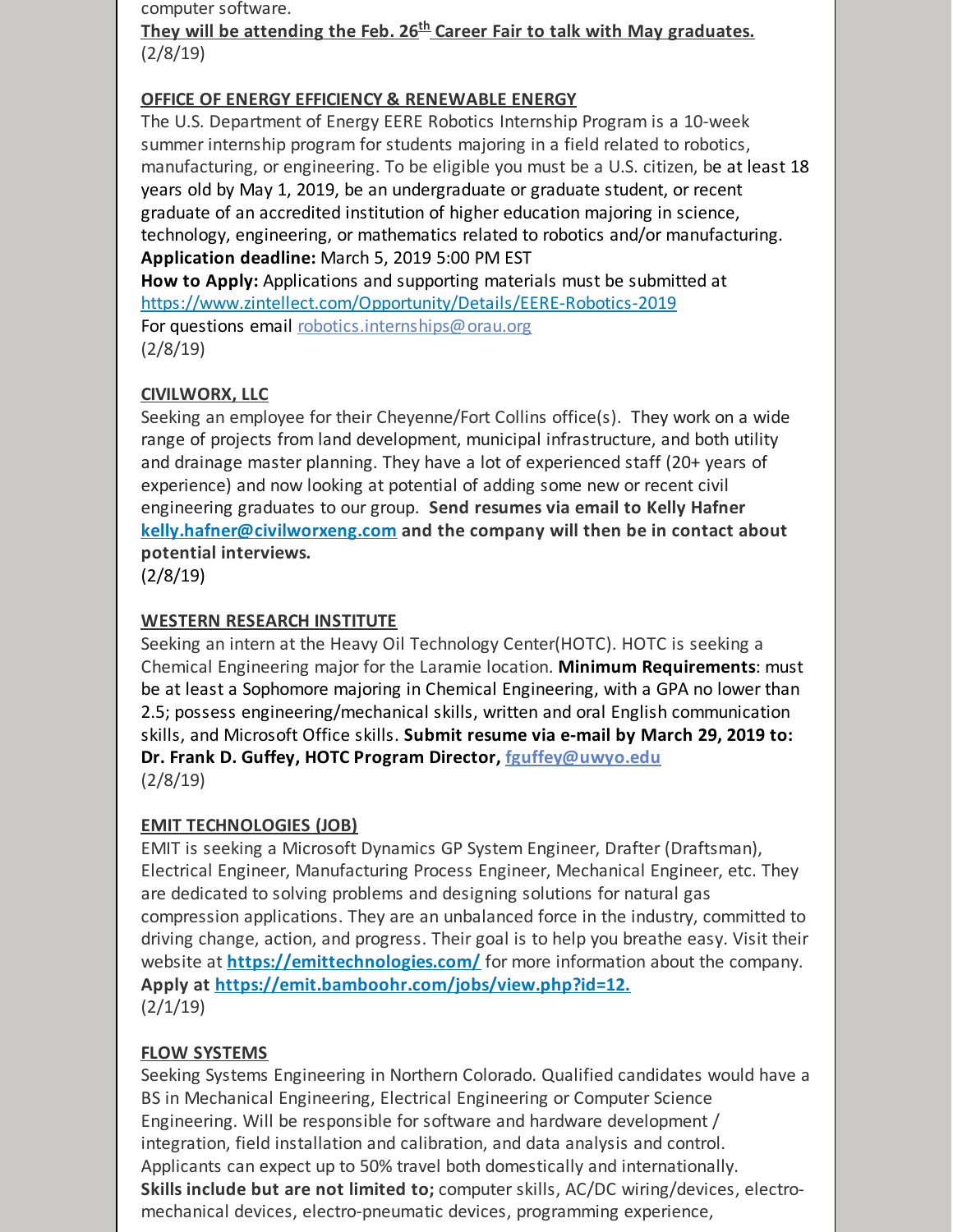computer software.

**They will be attending the Feb. 26th Career Fair to talk with May graduates.**

(2/8/19)

**OFFICE OF ENERGY EFFICIENCY & RENEWABLE ENERGY**

The U.S. Department of Energy EERE Robotics Internship Program is a 10-week summer internship program for students majoring in a field related to robotics, manufacturing, or engineering. To be eligible you must be a U.S. citizen, be at least 18 years old by May 1, 2019, be an undergraduate or graduate student, or recent graduate of an accredited institution of higher education majoring in science, technology, engineering, or mathematics related to robotics and/or manufacturing.

**Application deadline:** March 5, 2019 5:00 PM EST

**How to Apply:** Applications and supporting materials must be submitted at https://www.zintellect.com/Opportunity/Details/EERE-Robotics-2019

For questions email robotics.internships@orau.org

(2/8/19)

**CIVILWORX, LLC**

Seeking an employee for their Cheyenne/Fort Collins office(s). They work on a wide range of projects from land development, municipal infrastructure, and both utility and drainage master planning. They have a lot of experienced staff (20+ years of experience) and now looking at potential of adding some new or recent civil engineering graduates to our group. **Send resumes via email to Kelly Hafner kelly.hafner@civilworxeng.com and the company will then be in contact about potential interviews.**

(2/8/19)

**WESTERN RESEARCH INSTITUTE**

Seeking an intern at the Heavy Oil Technology Center(HOTC). HOTC is seeking a Chemical Engineering major for the Laramie location. **Minimum Requirements**: must be at least a Sophomore majoring in Chemical Engineering, with a GPA no lower than 2.5; possess engineering/mechanical skills, written and oral English communication skills, and Microsoft Office skills. **Submit resume via e-mail by March 29, 2019 to: Dr. Frank D. Guffey, HOTC Program Director, fguffey@uwyo.edu**

(2/8/19)

**EMIT TECHNOLOGIES (JOB)**

EMIT is seeking a Microsoft Dynamics GP System Engineer, Drafter (Draftsman), Electrical Engineer, Manufacturing Process Engineer, Mechanical Engineer, etc. They are dedicated to solving problems and designing solutions for natural gas compression applications. They are an unbalanced force in the industry, committed to driving change, action, and progress. Their goal is to help you breathe easy. Visit their website at **https://emittechnologies.com/** for more information about the company. **Apply at https://emit.bamboohr.com/jobs/view.php?id=12.**

(2/1/19)

**FLOW SYSTEMS**

Seeking Systems Engineering in Northern Colorado. Qualified candidates would have a BS in Mechanical Engineering, Electrical Engineering or Computer Science Engineering. Will be responsible for software and hardware development / integration, field installation and calibration, and data analysis and control. Applicants can expect up to 50% travel both domestically and internationally. **Skills include but are not limited to;** computer skills, AC/DC wiring/devices, electro-mechanical devices, electro-pneumatic devices, programming experience,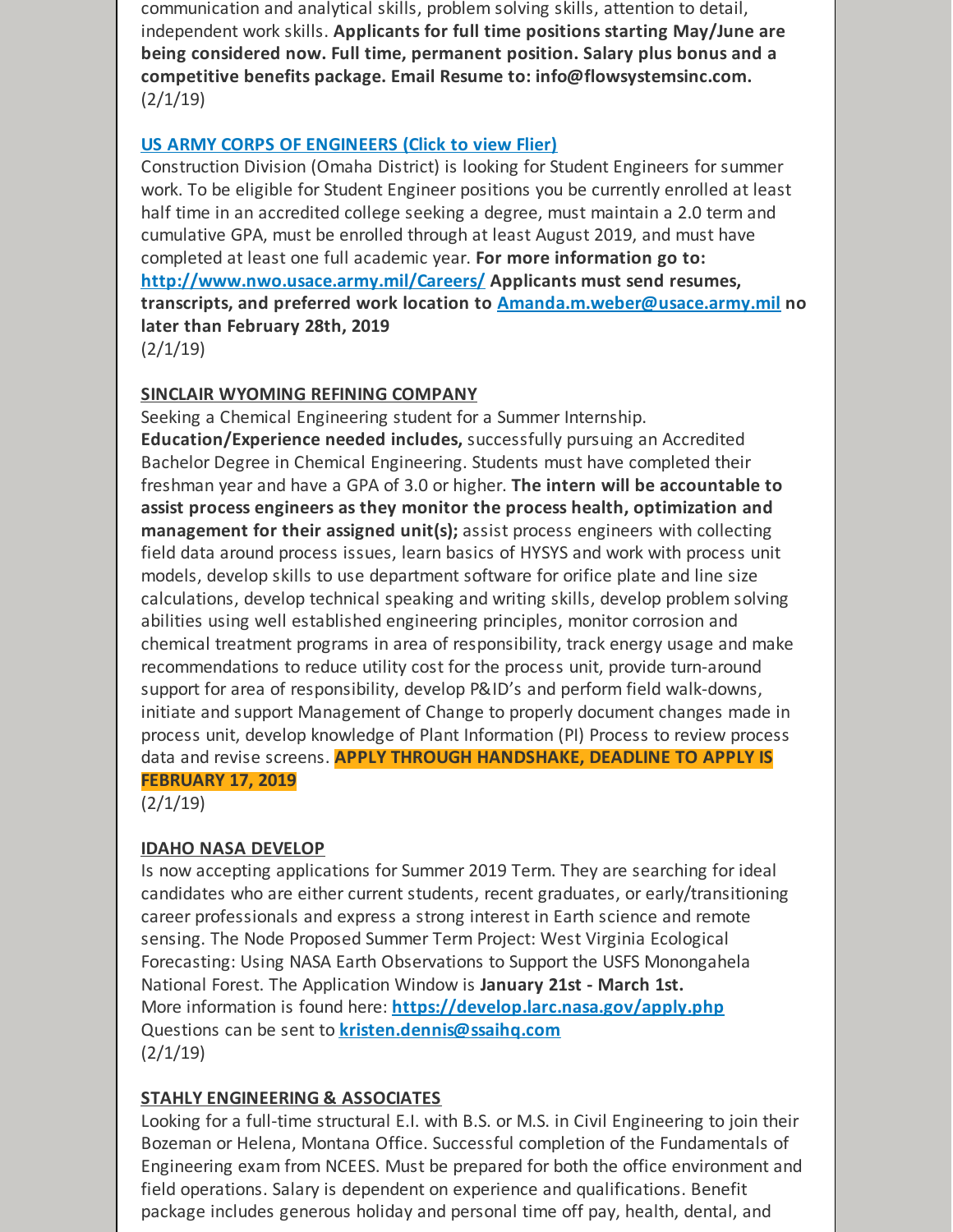communication and analytical skills, problem solving skills, attention to detail, independent work skills. **Applicants for full time positions starting May/June are being considered now. Full time, permanent position. Salary plus bonus and a competitive benefits package. Email Resume to: info@flowsystemsinc.com.**
(2/1/19)

**US ARMY CORPS OF ENGINEERS (Click to view Flier)**
Construction Division (Omaha District) is looking for Student Engineers for summer work. To be eligible for Student Engineer positions you be currently enrolled at least half time in an accredited college seeking a degree, must maintain a 2.0 term and cumulative GPA, must be enrolled through at least August 2019, and must have completed at least one full academic year. **For more information go to: http://www.nwo.usace.army.mil/Careers/ Applicants must send resumes, transcripts, and preferred work location to Amanda.m.weber@usace.army.mil no later than February 28th, 2019**
(2/1/19)

**SINCLAIR WYOMING REFINING COMPANY**
Seeking a Chemical Engineering student for a Summer Internship.
**Education/Experience needed includes,** successfully pursuing an Accredited Bachelor Degree in Chemical Engineering. Students must have completed their freshman year and have a GPA of 3.0 or higher. **The intern will be accountable to assist process engineers as they monitor the process health, optimization and management for their assigned unit(s);** assist process engineers with collecting field data around process issues, learn basics of HYSYS and work with process unit models, develop skills to use department software for orifice plate and line size calculations, develop technical speaking and writing skills, develop problem solving abilities using well established engineering principles, monitor corrosion and chemical treatment programs in area of responsibility, track energy usage and make recommendations to reduce utility cost for the process unit, provide turn-around support for area of responsibility, develop P&ID's and perform field walk-downs, initiate and support Management of Change to properly document changes made in process unit, develop knowledge of Plant Information (PI) Process to review process data and revise screens. **APPLY THROUGH HANDSHAKE, DEADLINE TO APPLY IS FEBRUARY 17, 2019**
(2/1/19)

**IDAHO NASA DEVELOP**
Is now accepting applications for Summer 2019 Term. They are searching for ideal candidates who are either current students, recent graduates, or early/transitioning career professionals and express a strong interest in Earth science and remote sensing. The Node Proposed Summer Term Project: West Virginia Ecological Forecasting: Using NASA Earth Observations to Support the USFS Monongahela National Forest. The Application Window is **January 21st - March 1st.**
More information is found here: **https://develop.larc.nasa.gov/apply.php**
Questions can be sent to **kristen.dennis@ssaihq.com**
(2/1/19)

**STAHLY ENGINEERING & ASSOCIATES**
Looking for a full-time structural E.I. with B.S. or M.S. in Civil Engineering to join their Bozeman or Helena, Montana Office. Successful completion of the Fundamentals of Engineering exam from NCEES. Must be prepared for both the office environment and field operations. Salary is dependent on experience and qualifications. Benefit package includes generous holiday and personal time off pay, health, dental, and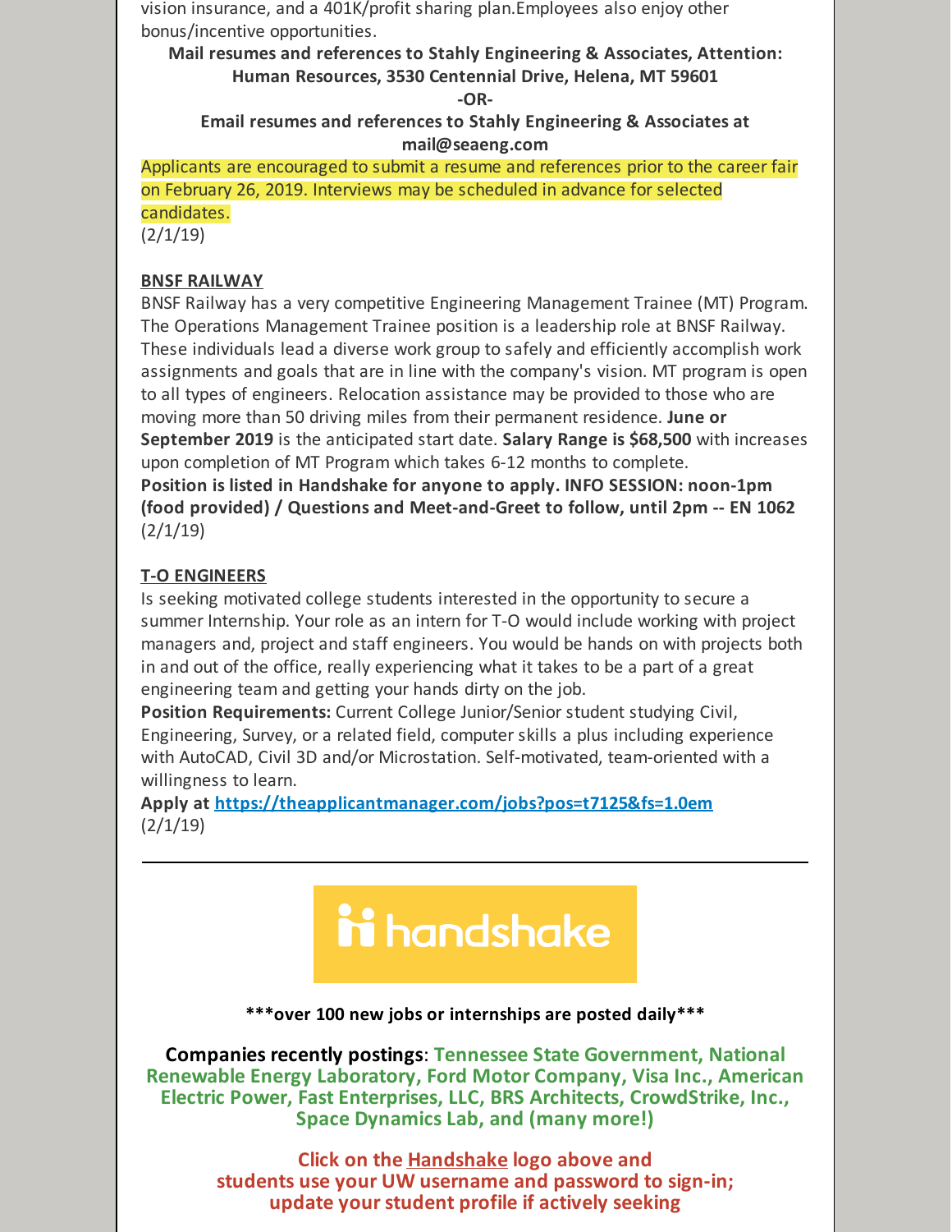vision insurance, and a 401K/profit sharing plan.Employees also enjoy other bonus/incentive opportunities.

**Mail resumes and references to Stahly Engineering & Associates, Attention: Human Resources, 3530 Centennial Drive, Helena, MT 59601**

**-OR-**

**Email resumes and references to Stahly Engineering & Associates at mail@seaeng.com**

Applicants are encouraged to submit a resume and references prior to the career fair on February 26, 2019. Interviews may be scheduled in advance for selected candidates.
(2/1/19)

**BNSF RAILWAY**

BNSF Railway has a very competitive Engineering Management Trainee (MT) Program. The Operations Management Trainee position is a leadership role at BNSF Railway. These individuals lead a diverse work group to safely and efficiently accomplish work assignments and goals that are in line with the company's vision. MT program is open to all types of engineers. Relocation assistance may be provided to those who are moving more than 50 driving miles from their permanent residence. **June or September 2019** is the anticipated start date. **Salary Range is $68,500** with increases upon completion of MT Program which takes 6-12 months to complete.
**Position is listed in Handshake for anyone to apply. INFO SESSION: noon-1pm (food provided) / Questions and Meet-and-Greet to follow, until 2pm -- EN 1062**
(2/1/19)

**T-O ENGINEERS**

Is seeking motivated college students interested in the opportunity to secure a summer Internship. Your role as an intern for T-O would include working with project managers and, project and staff engineers. You would be hands on with projects both in and out of the office, really experiencing what it takes to be a part of a great engineering team and getting your hands dirty on the job.
**Position Requirements:** Current College Junior/Senior student studying Civil, Engineering, Survey, or a related field, computer skills a plus including experience with AutoCAD, Civil 3D and/or Microstation. Self-motivated, team-oriented with a willingness to learn.
**Apply at [https://theapplicantmanager.com/jobs?pos=t7125&fs=1.0em](https://theapplicantmanager.com/jobs?pos=t7125&fs=1.0em)**
(2/1/19)

---

handshake

**\*\*\*over 100 new jobs or internships are posted daily\*\*\***

**Companies recently postings: Tennessee State Government, National Renewable Energy Laboratory, Ford Motor Company, Visa Inc., American Electric Power, Fast Enterprises, LLC, BRS Architects, CrowdStrike, Inc., Space Dynamics Lab, and (many more!)**

**Click on the Handshake logo above and students use your UW username and password to sign-in; update your student profile if actively seeking**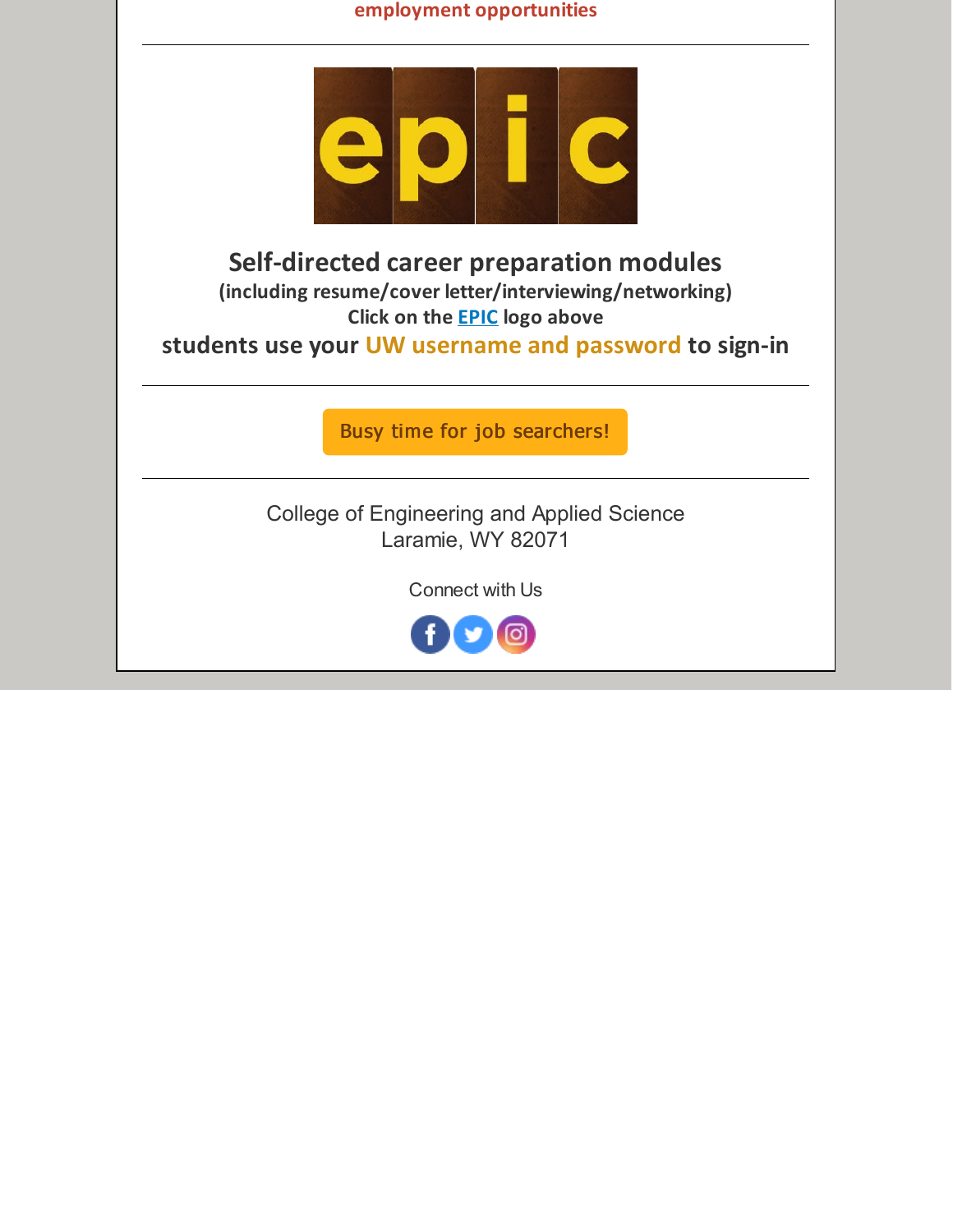employment opportunities

---

epic

**Self-directed career preparation modules**

**(including resume/cover letter/interviewing/networking)**

**Click on the EPIC logo above**

**students use your UW username and password to sign-in**

---

Busy time for job searchers!

---

College of Engineering and Applied Science
Laramie, WY 82071

Connect with Us